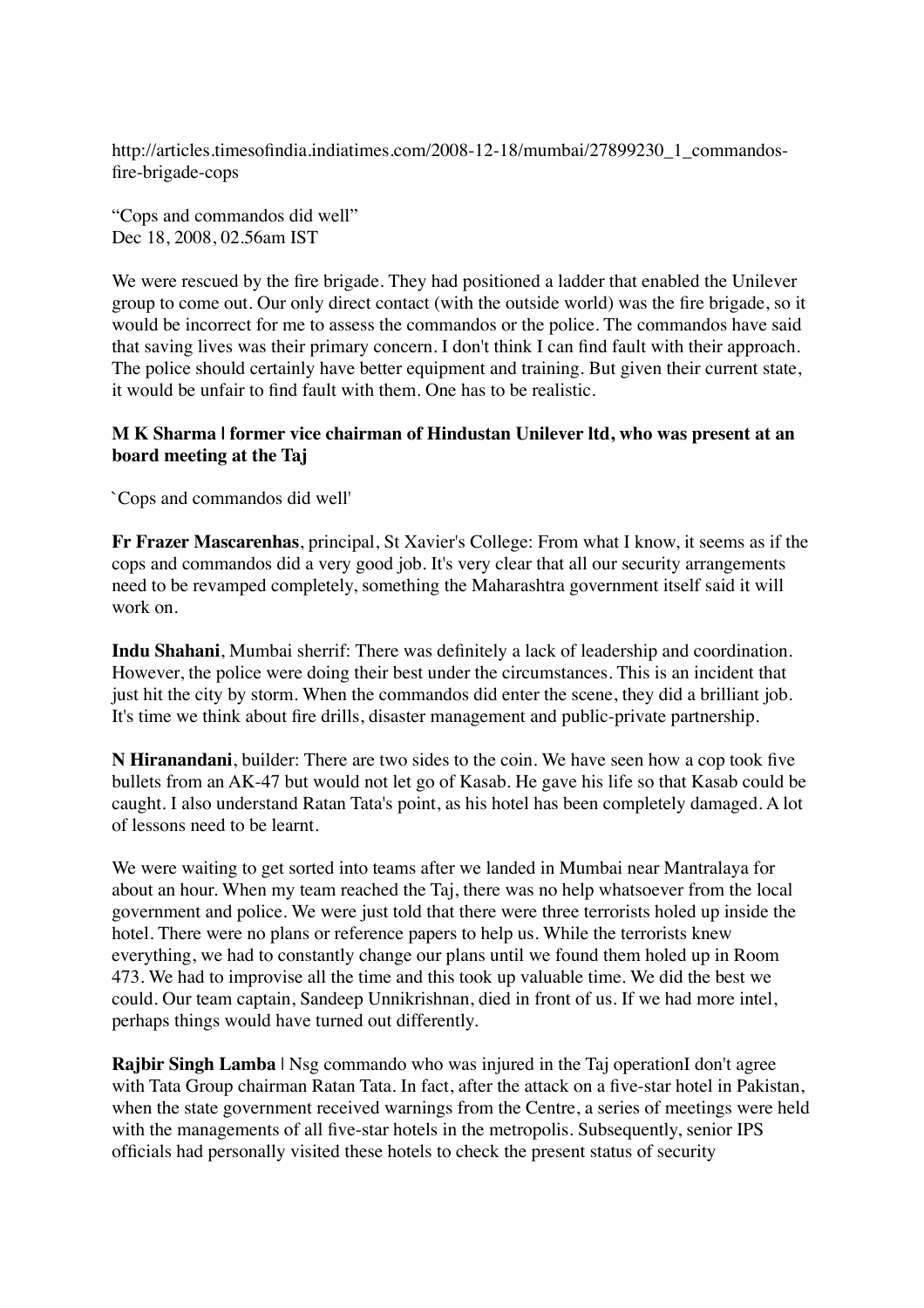http://articles.timesofindia.indiatimes.com/2008-12-18/mumbai/27899230_1_commandos-fire-brigade-cops

"Cops and commandos did well"
Dec 18, 2008, 02.56am IST

We were rescued by the fire brigade. They had positioned a ladder that enabled the Unilever group to come out. Our only direct contact (with the outside world) was the fire brigade, so it would be incorrect for me to assess the commandos or the police. The commandos have said that saving lives was their primary concern. I don't think I can find fault with their approach. The police should certainly have better equipment and training. But given their current state, it would be unfair to find fault with them. One has to be realistic.

**M K Sharma | former vice chairman of Hindustan Unilever ltd, who was present at an board meeting at the Taj**

`Cops and commandos did well'

**Fr Frazer Mascarenhas**, principal, St Xavier's College: From what I know, it seems as if the cops and commandos did a very good job. It's very clear that all our security arrangements need to be revamped completely, something the Maharashtra government itself said it will work on.

**Indu Shahani**, Mumbai sherrif: There was definitely a lack of leadership and coordination. However, the police were doing their best under the circumstances. This is an incident that just hit the city by storm. When the commandos did enter the scene, they did a brilliant job. It's time we think about fire drills, disaster management and public-private partnership.

**N Hiranandani**, builder: There are two sides to the coin. We have seen how a cop took five bullets from an AK-47 but would not let go of Kasab. He gave his life so that Kasab could be caught. I also understand Ratan Tata's point, as his hotel has been completely damaged. A lot of lessons need to be learnt.

We were waiting to get sorted into teams after we landed in Mumbai near Mantralaya for about an hour. When my team reached the Taj, there was no help whatsoever from the local government and police. We were just told that there were three terrorists holed up inside the hotel. There were no plans or reference papers to help us. While the terrorists knew everything, we had to constantly change our plans until we found them holed up in Room 473. We had to improvise all the time and this took up valuable time. We did the best we could. Our team captain, Sandeep Unnikrishnan, died in front of us. If we had more intel, perhaps things would have turned out differently.

**Rajbir Singh Lamba** | Nsg commando who was injured in the Taj operationI don't agree with Tata Group chairman Ratan Tata. In fact, after the attack on a five-star hotel in Pakistan, when the state government received warnings from the Centre, a series of meetings were held with the managements of all five-star hotels in the metropolis. Subsequently, senior IPS officials had personally visited these hotels to check the present status of security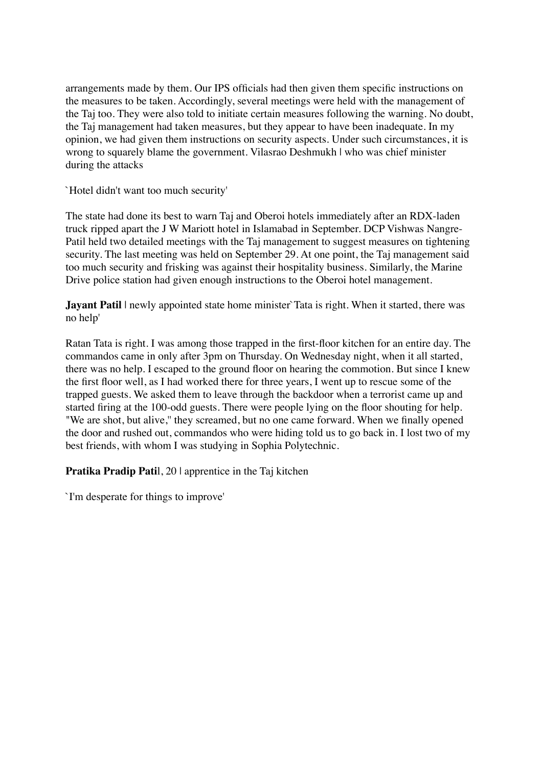arrangements made by them. Our IPS officials had then given them specific instructions on the measures to be taken. Accordingly, several meetings were held with the management of the Taj too. They were also told to initiate certain measures following the warning. No doubt, the Taj management had taken measures, but they appear to have been inadequate. In my opinion, we had given them instructions on security aspects. Under such circumstances, it is wrong to squarely blame the government. Vilasrao Deshmukh | who was chief minister during the attacks

`Hotel didn't want too much security'

The state had done its best to warn Taj and Oberoi hotels immediately after an RDX-laden truck ripped apart the J W Mariott hotel in Islamabad in September. DCP Vishwas Nangre-Patil held two detailed meetings with the Taj management to suggest measures on tightening security. The last meeting was held on September 29. At one point, the Taj management said too much security and frisking was against their hospitality business. Similarly, the Marine Drive police station had given enough instructions to the Oberoi hotel management.

**Jayant Patil** | newly appointed state home minister`Tata is right. When it started, there was no help'

Ratan Tata is right. I was among those trapped in the first-floor kitchen for an entire day. The commandos came in only after 3pm on Thursday. On Wednesday night, when it all started, there was no help. I escaped to the ground floor on hearing the commotion. But since I knew the first floor well, as I had worked there for three years, I went up to rescue some of the trapped guests. We asked them to leave through the backdoor when a terrorist came up and started firing at the 100-odd guests. There were people lying on the floor shouting for help. "We are shot, but alive," they screamed, but no one came forward. When we finally opened the door and rushed out, commandos who were hiding told us to go back in. I lost two of my best friends, with whom I was studying in Sophia Polytechnic.

**Pratika Pradip Patil**, 20 | apprentice in the Taj kitchen

`I'm desperate for things to improve'